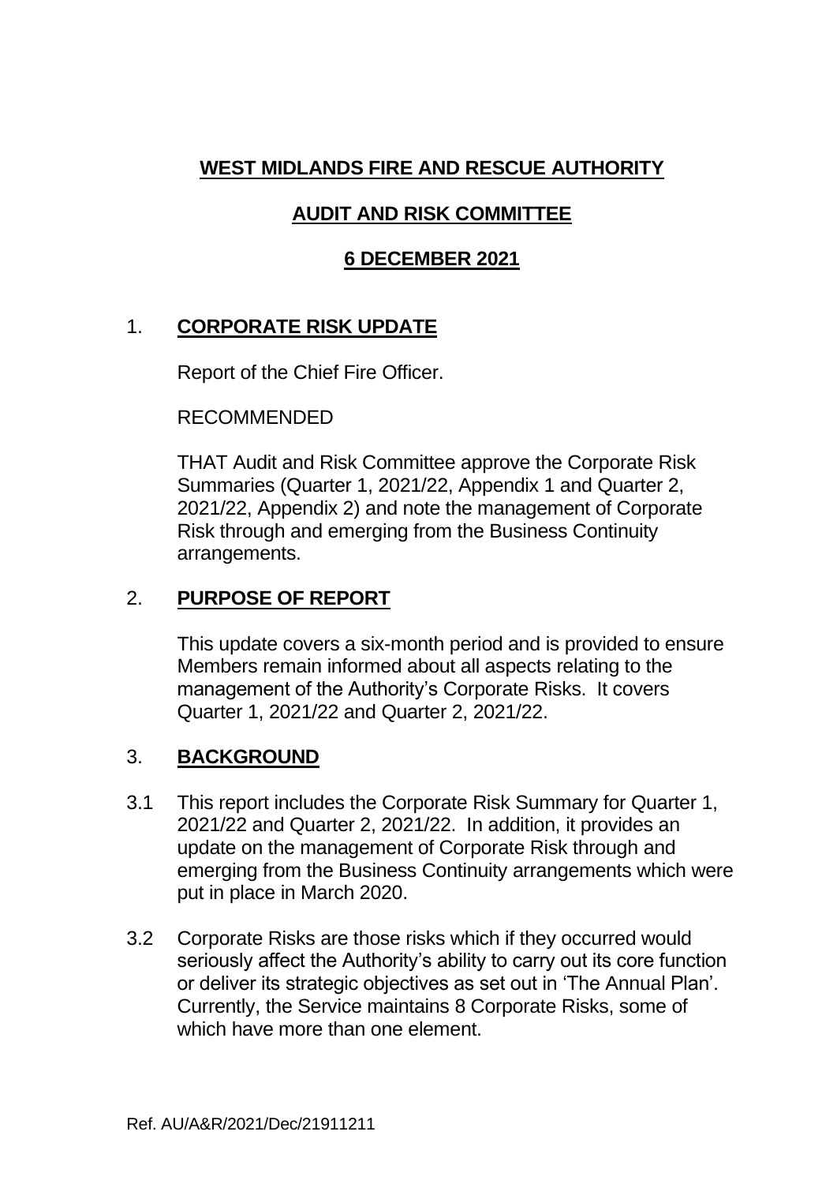# WEST MIDLANDS FIRE AND RESCUE AUTHORITY

## AUDIT AND RISK COMMITTEE

## 6 DECEMBER 2021

## 1. CORPORATE RISK UPDATE

Report of the Chief Fire Officer.

RECOMMENDED

THAT Audit and Risk Committee approve the Corporate Risk Summaries (Quarter 1, 2021/22, Appendix 1 and Quarter 2, 2021/22, Appendix 2) and note the management of Corporate Risk through and emerging from the Business Continuity arrangements.

## 2. PURPOSE OF REPORT

This update covers a six-month period and is provided to ensure Members remain informed about all aspects relating to the management of the Authority's Corporate Risks. It covers Quarter 1, 2021/22 and Quarter 2, 2021/22.

## 3. BACKGROUND

3.1 This report includes the Corporate Risk Summary for Quarter 1, 2021/22 and Quarter 2, 2021/22. In addition, it provides an update on the management of Corporate Risk through and emerging from the Business Continuity arrangements which were put in place in March 2020.

3.2 Corporate Risks are those risks which if they occurred would seriously affect the Authority's ability to carry out its core function or deliver its strategic objectives as set out in 'The Annual Plan'. Currently, the Service maintains 8 Corporate Risks, some of which have more than one element.

Ref. AU/A&R/2021/Dec/21911211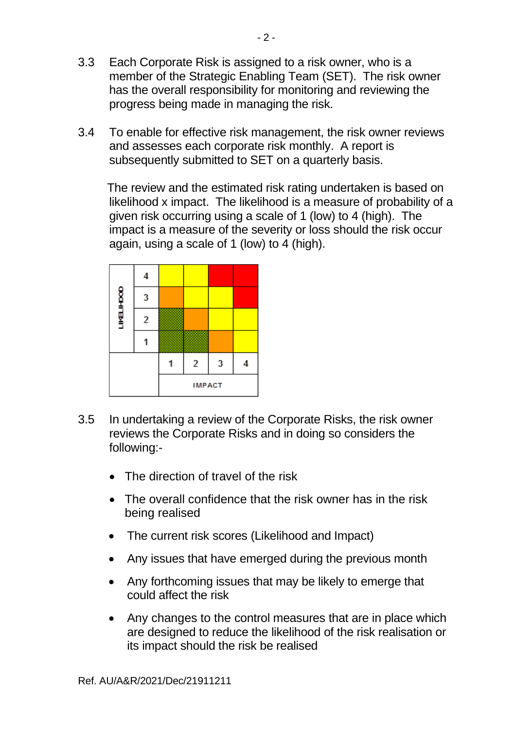3.3 Each Corporate Risk is assigned to a risk owner, who is a member of the Strategic Enabling Team (SET). The risk owner has the overall responsibility for monitoring and reviewing the progress being made in managing the risk.

3.4 To enable for effective risk management, the risk owner reviews and assesses each corporate risk monthly. A report is subsequently submitted to SET on a quarterly basis.

The review and the estimated risk rating undertaken is based on likelihood x impact. The likelihood is a measure of probability of a given risk occurring using a scale of 1 (low) to 4 (high). The impact is a measure of the severity or loss should the risk occur again, using a scale of 1 (low) to 4 (high).

LIKELIHOOD

4

3

2

1

1 2 3 4

IMPACT

3.5 In undertaking a review of the Corporate Risks, the risk owner reviews the Corporate Risks and in doing so considers the following:-

- The direction of travel of the risk
- The overall confidence that the risk owner has in the risk being realised
- The current risk scores (Likelihood and Impact)
- Any issues that have emerged during the previous month
- Any forthcoming issues that may be likely to emerge that could affect the risk
- Any changes to the control measures that are in place which are designed to reduce the likelihood of the risk realisation or its impact should the risk be realised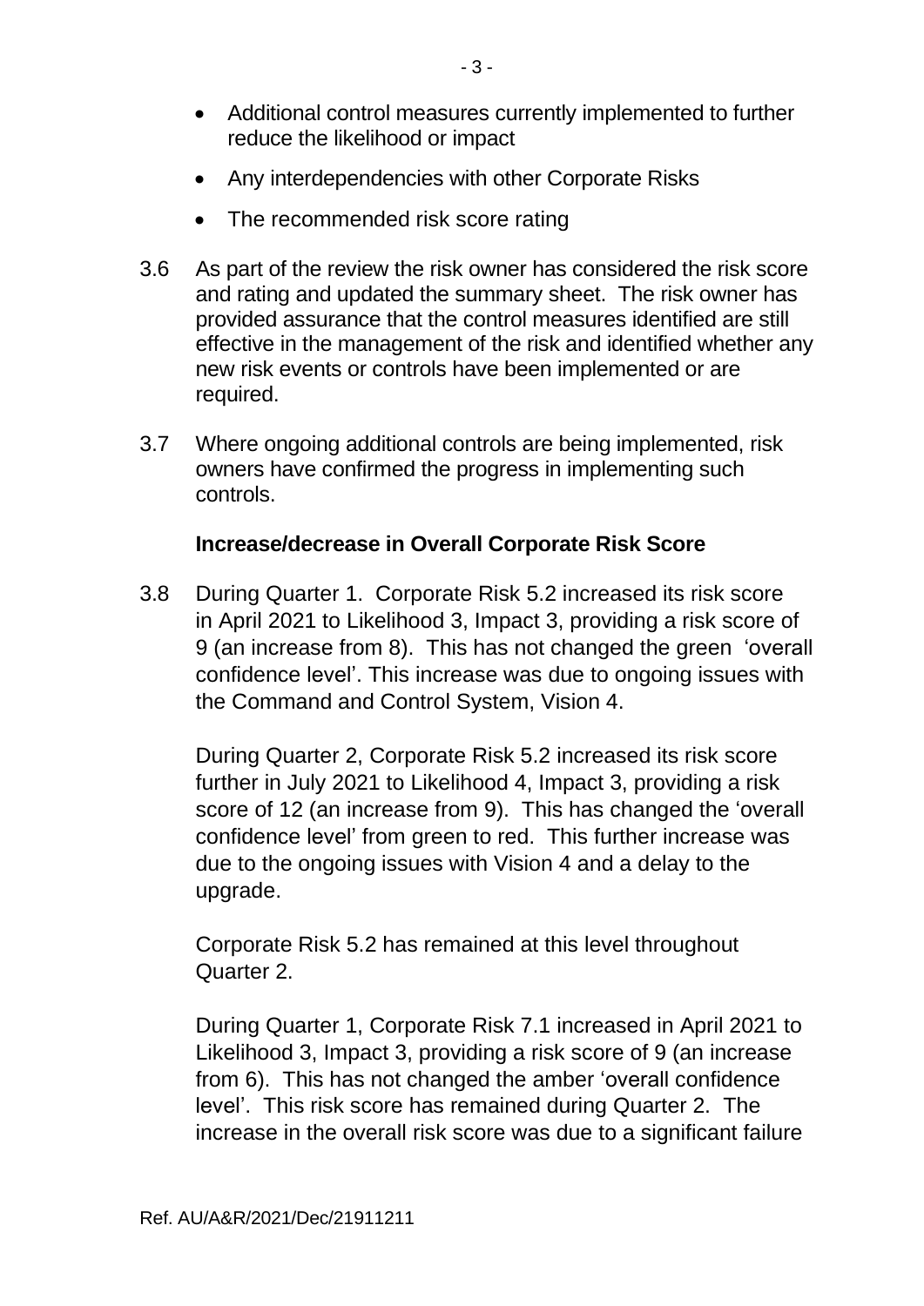- Additional control measures currently implemented to further reduce the likelihood or impact
- Any interdependencies with other Corporate Risks
- The recommended risk score rating

3.6 As part of the review the risk owner has considered the risk score and rating and updated the summary sheet. The risk owner has provided assurance that the control measures identified are still effective in the management of the risk and identified whether any new risk events or controls have been implemented or are required.

3.7 Where ongoing additional controls are being implemented, risk owners have confirmed the progress in implementing such controls.

**Increase/decrease in Overall Corporate Risk Score**

3.8 During Quarter 1. Corporate Risk 5.2 increased its risk score in April 2021 to Likelihood 3, Impact 3, providing a risk score of 9 (an increase from 8). This has not changed the green 'overall confidence level'. This increase was due to ongoing issues with the Command and Control System, Vision 4.

During Quarter 2, Corporate Risk 5.2 increased its risk score further in July 2021 to Likelihood 4, Impact 3, providing a risk score of 12 (an increase from 9). This has changed the 'overall confidence level' from green to red. This further increase was due to the ongoing issues with Vision 4 and a delay to the upgrade.

Corporate Risk 5.2 has remained at this level throughout Quarter 2.

During Quarter 1, Corporate Risk 7.1 increased in April 2021 to Likelihood 3, Impact 3, providing a risk score of 9 (an increase from 6). This has not changed the amber 'overall confidence level'. This risk score has remained during Quarter 2. The increase in the overall risk score was due to a significant failure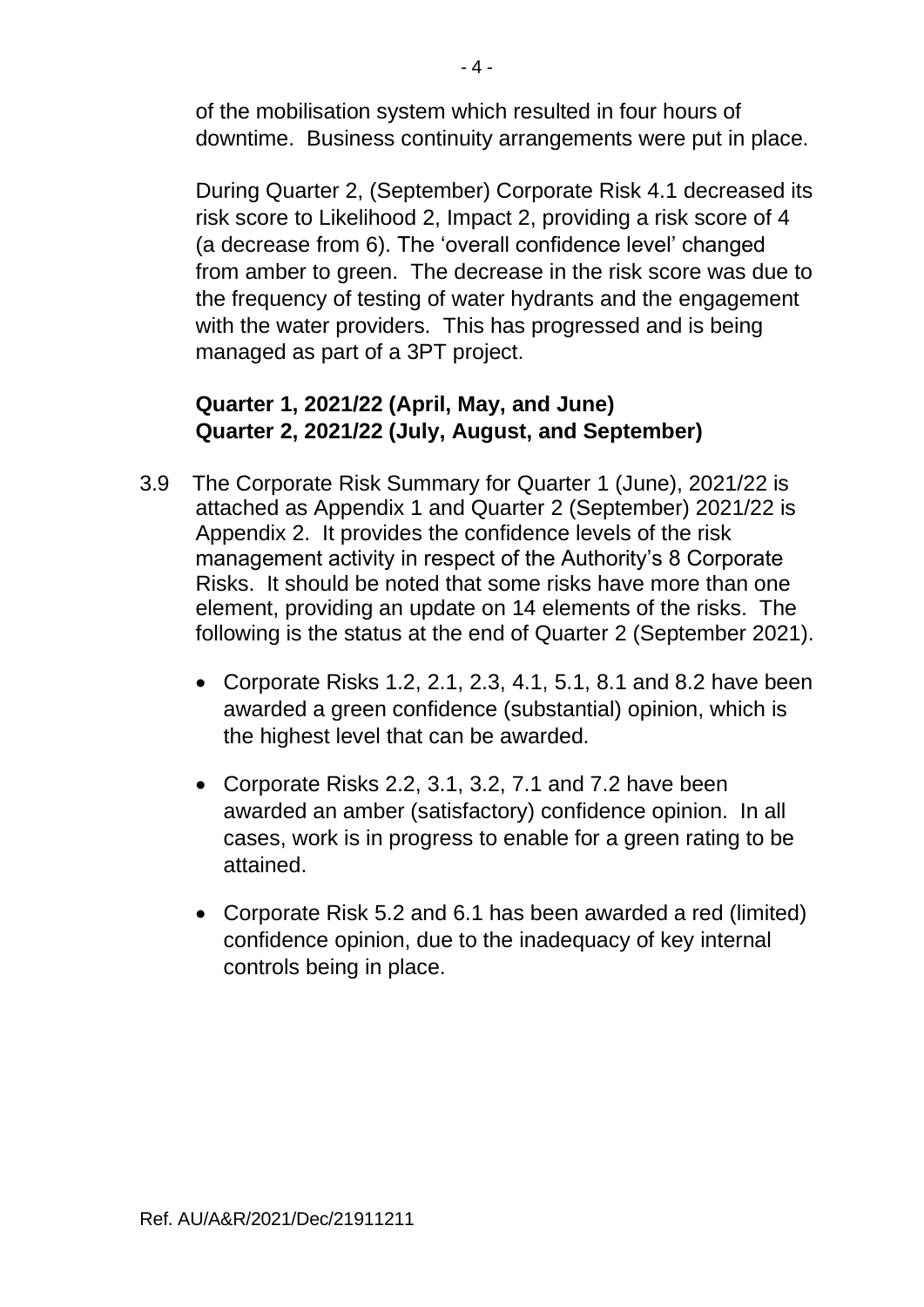of the mobilisation system which resulted in four hours of downtime. Business continuity arrangements were put in place.

During Quarter 2, (September) Corporate Risk 4.1 decreased its risk score to Likelihood 2, Impact 2, providing a risk score of 4 (a decrease from 6). The 'overall confidence level' changed from amber to green. The decrease in the risk score was due to the frequency of testing of water hydrants and the engagement with the water providers. This has progressed and is being managed as part of a 3PT project.

**Quarter 1, 2021/22 (April, May, and June)**
**Quarter 2, 2021/22 (July, August, and September)**

3.9 The Corporate Risk Summary for Quarter 1 (June), 2021/22 is attached as Appendix 1 and Quarter 2 (September) 2021/22 is Appendix 2. It provides the confidence levels of the risk management activity in respect of the Authority's 8 Corporate Risks. It should be noted that some risks have more than one element, providing an update on 14 elements of the risks. The following is the status at the end of Quarter 2 (September 2021).

- Corporate Risks 1.2, 2.1, 2.3, 4.1, 5.1, 8.1 and 8.2 have been awarded a green confidence (substantial) opinion, which is the highest level that can be awarded.

- Corporate Risks 2.2, 3.1, 3.2, 7.1 and 7.2 have been awarded an amber (satisfactory) confidence opinion. In all cases, work is in progress to enable for a green rating to be attained.

- Corporate Risk 5.2 and 6.1 has been awarded a red (limited) confidence opinion, due to the inadequacy of key internal controls being in place.

Ref. AU/A&R/2021/Dec/21911211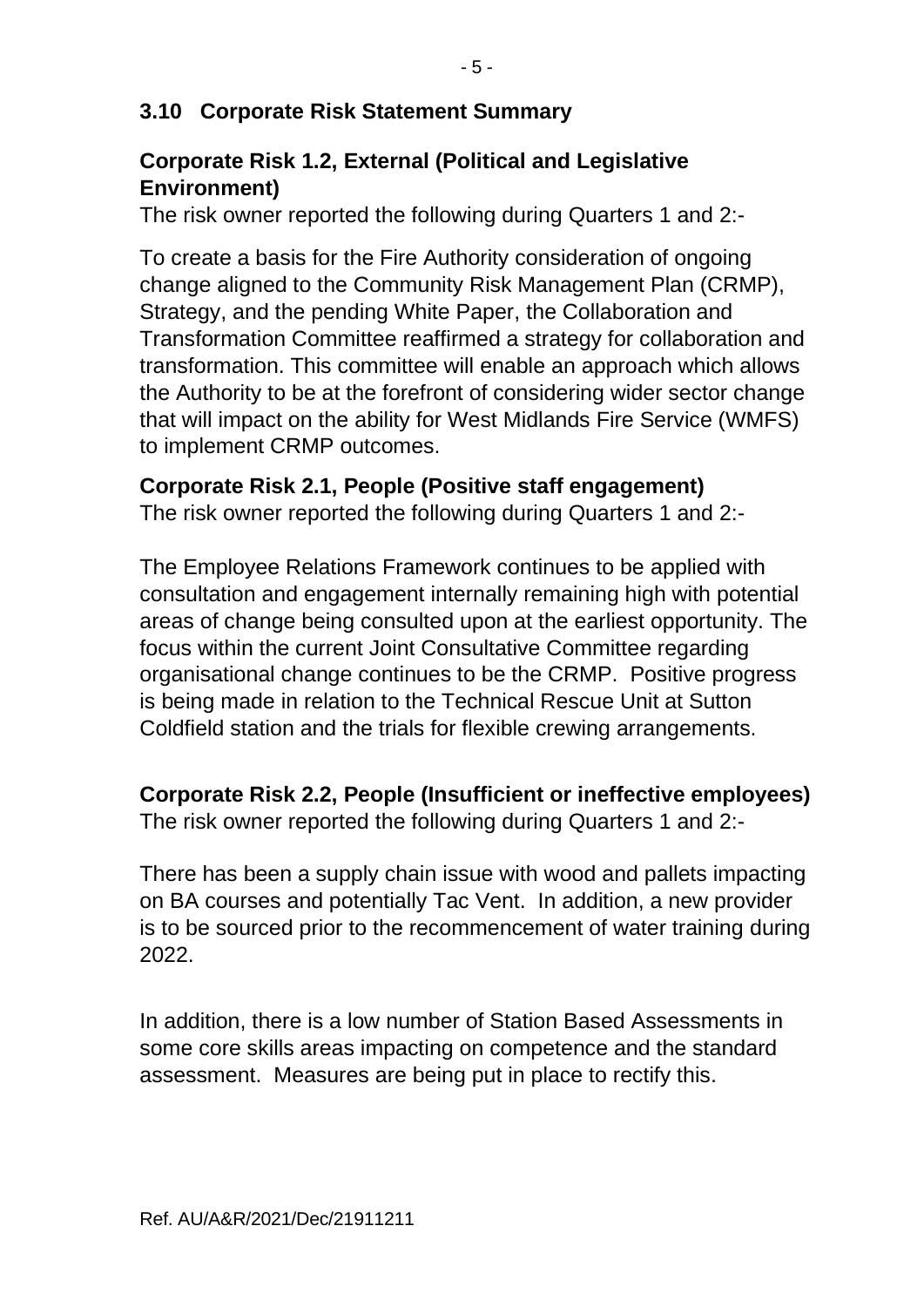## 3.10 Corporate Risk Statement Summary

### Corporate Risk 1.2, External (Political and Legislative Environment)

The risk owner reported the following during Quarters 1 and 2:-

To create a basis for the Fire Authority consideration of ongoing change aligned to the Community Risk Management Plan (CRMP), Strategy, and the pending White Paper, the Collaboration and Transformation Committee reaffirmed a strategy for collaboration and transformation. This committee will enable an approach which allows the Authority to be at the forefront of considering wider sector change that will impact on the ability for West Midlands Fire Service (WMFS) to implement CRMP outcomes.

### Corporate Risk 2.1, People (Positive staff engagement)

The risk owner reported the following during Quarters 1 and 2:-

The Employee Relations Framework continues to be applied with consultation and engagement internally remaining high with potential areas of change being consulted upon at the earliest opportunity. The focus within the current Joint Consultative Committee regarding organisational change continues to be the CRMP. Positive progress is being made in relation to the Technical Rescue Unit at Sutton Coldfield station and the trials for flexible crewing arrangements.

### Corporate Risk 2.2, People (Insufficient or ineffective employees)

The risk owner reported the following during Quarters 1 and 2:-

There has been a supply chain issue with wood and pallets impacting on BA courses and potentially Tac Vent. In addition, a new provider is to be sourced prior to the recommencement of water training during 2022.

In addition, there is a low number of Station Based Assessments in some core skills areas impacting on competence and the standard assessment. Measures are being put in place to rectify this.

Ref. AU/A&R/2021/Dec/21911211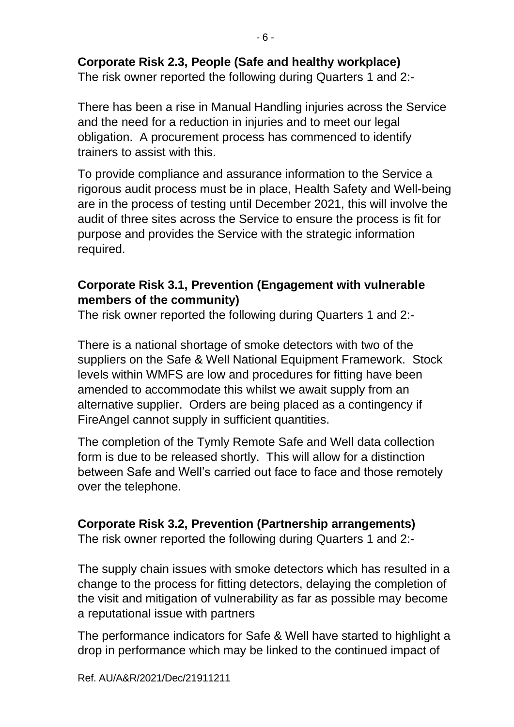**Corporate Risk 2.3, People (Safe and healthy workplace)**
The risk owner reported the following during Quarters 1 and 2:-

There has been a rise in Manual Handling injuries across the Service and the need for a reduction in injuries and to meet our legal obligation. A procurement process has commenced to identify trainers to assist with this.

To provide compliance and assurance information to the Service a rigorous audit process must be in place, Health Safety and Well-being are in the process of testing until December 2021, this will involve the audit of three sites across the Service to ensure the process is fit for purpose and provides the Service with the strategic information required.

**Corporate Risk 3.1, Prevention (Engagement with vulnerable members of the community)**
The risk owner reported the following during Quarters 1 and 2:-

There is a national shortage of smoke detectors with two of the suppliers on the Safe & Well National Equipment Framework. Stock levels within WMFS are low and procedures for fitting have been amended to accommodate this whilst we await supply from an alternative supplier. Orders are being placed as a contingency if FireAngel cannot supply in sufficient quantities.

The completion of the Tymly Remote Safe and Well data collection form is due to be released shortly. This will allow for a distinction between Safe and Well's carried out face to face and those remotely over the telephone.

**Corporate Risk 3.2, Prevention (Partnership arrangements)**
The risk owner reported the following during Quarters 1 and 2:-

The supply chain issues with smoke detectors which has resulted in a change to the process for fitting detectors, delaying the completion of the visit and mitigation of vulnerability as far as possible may become a reputational issue with partners

The performance indicators for Safe & Well have started to highlight a drop in performance which may be linked to the continued impact of

Ref. AU/A&R/2021/Dec/21911211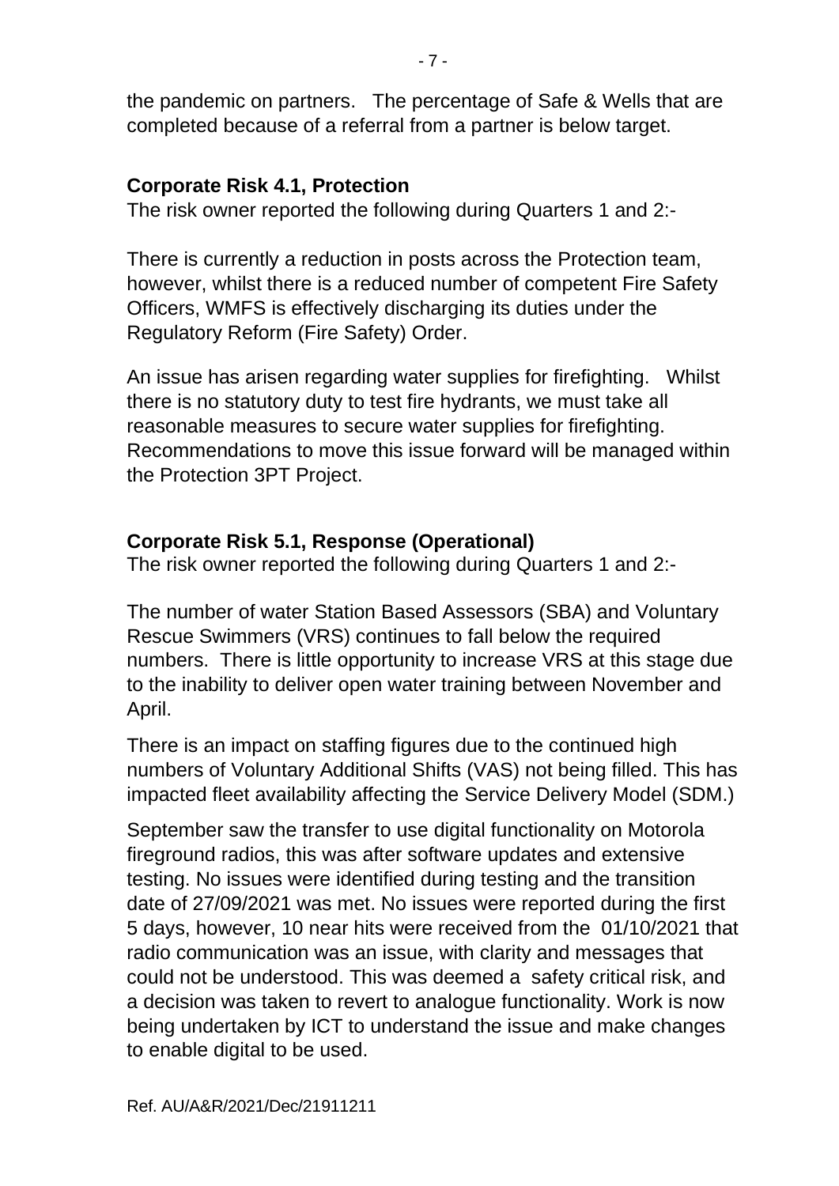the pandemic on partners. The percentage of Safe & Wells that are completed because of a referral from a partner is below target.

**Corporate Risk 4.1, Protection**

The risk owner reported the following during Quarters 1 and 2:-

There is currently a reduction in posts across the Protection team, however, whilst there is a reduced number of competent Fire Safety Officers, WMFS is effectively discharging its duties under the Regulatory Reform (Fire Safety) Order.

An issue has arisen regarding water supplies for firefighting. Whilst there is no statutory duty to test fire hydrants, we must take all reasonable measures to secure water supplies for firefighting. Recommendations to move this issue forward will be managed within the Protection 3PT Project.

**Corporate Risk 5.1, Response (Operational)**

The risk owner reported the following during Quarters 1 and 2:-

The number of water Station Based Assessors (SBA) and Voluntary Rescue Swimmers (VRS) continues to fall below the required numbers. There is little opportunity to increase VRS at this stage due to the inability to deliver open water training between November and April.

There is an impact on staffing figures due to the continued high numbers of Voluntary Additional Shifts (VAS) not being filled. This has impacted fleet availability affecting the Service Delivery Model (SDM.)

September saw the transfer to use digital functionality on Motorola fireground radios, this was after software updates and extensive testing. No issues were identified during testing and the transition date of 27/09/2021 was met. No issues were reported during the first 5 days, however, 10 near hits were received from the 01/10/2021 that radio communication was an issue, with clarity and messages that could not be understood. This was deemed a safety critical risk, and a decision was taken to revert to analogue functionality. Work is now being undertaken by ICT to understand the issue and make changes to enable digital to be used.

Ref. AU/A&R/2021/Dec/21911211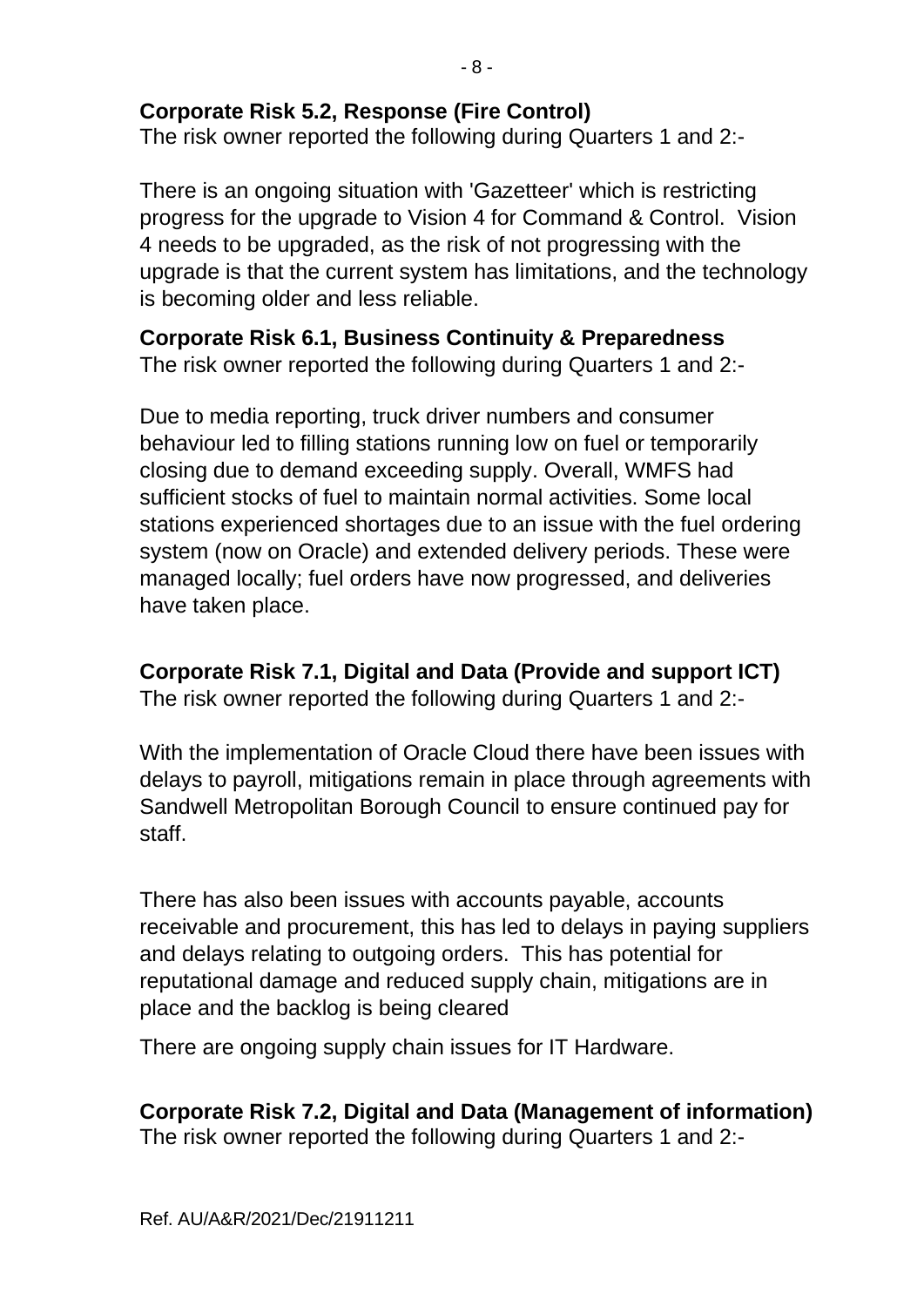**Corporate Risk 5.2, Response (Fire Control)**
The risk owner reported the following during Quarters 1 and 2:-

There is an ongoing situation with 'Gazetteer' which is restricting progress for the upgrade to Vision 4 for Command & Control. Vision 4 needs to be upgraded, as the risk of not progressing with the upgrade is that the current system has limitations, and the technology is becoming older and less reliable.

**Corporate Risk 6.1, Business Continuity & Preparedness**
The risk owner reported the following during Quarters 1 and 2:-

Due to media reporting, truck driver numbers and consumer behaviour led to filling stations running low on fuel or temporarily closing due to demand exceeding supply. Overall, WMFS had sufficient stocks of fuel to maintain normal activities. Some local stations experienced shortages due to an issue with the fuel ordering system (now on Oracle) and extended delivery periods. These were managed locally; fuel orders have now progressed, and deliveries have taken place.

**Corporate Risk 7.1, Digital and Data (Provide and support ICT)**
The risk owner reported the following during Quarters 1 and 2:-

With the implementation of Oracle Cloud there have been issues with delays to payroll, mitigations remain in place through agreements with Sandwell Metropolitan Borough Council to ensure continued pay for staff.

There has also been issues with accounts payable, accounts receivable and procurement, this has led to delays in paying suppliers and delays relating to outgoing orders. This has potential for reputational damage and reduced supply chain, mitigations are in place and the backlog is being cleared

There are ongoing supply chain issues for IT Hardware.

**Corporate Risk 7.2, Digital and Data (Management of information)**
The risk owner reported the following during Quarters 1 and 2:-

Ref. AU/A&R/2021/Dec/21911211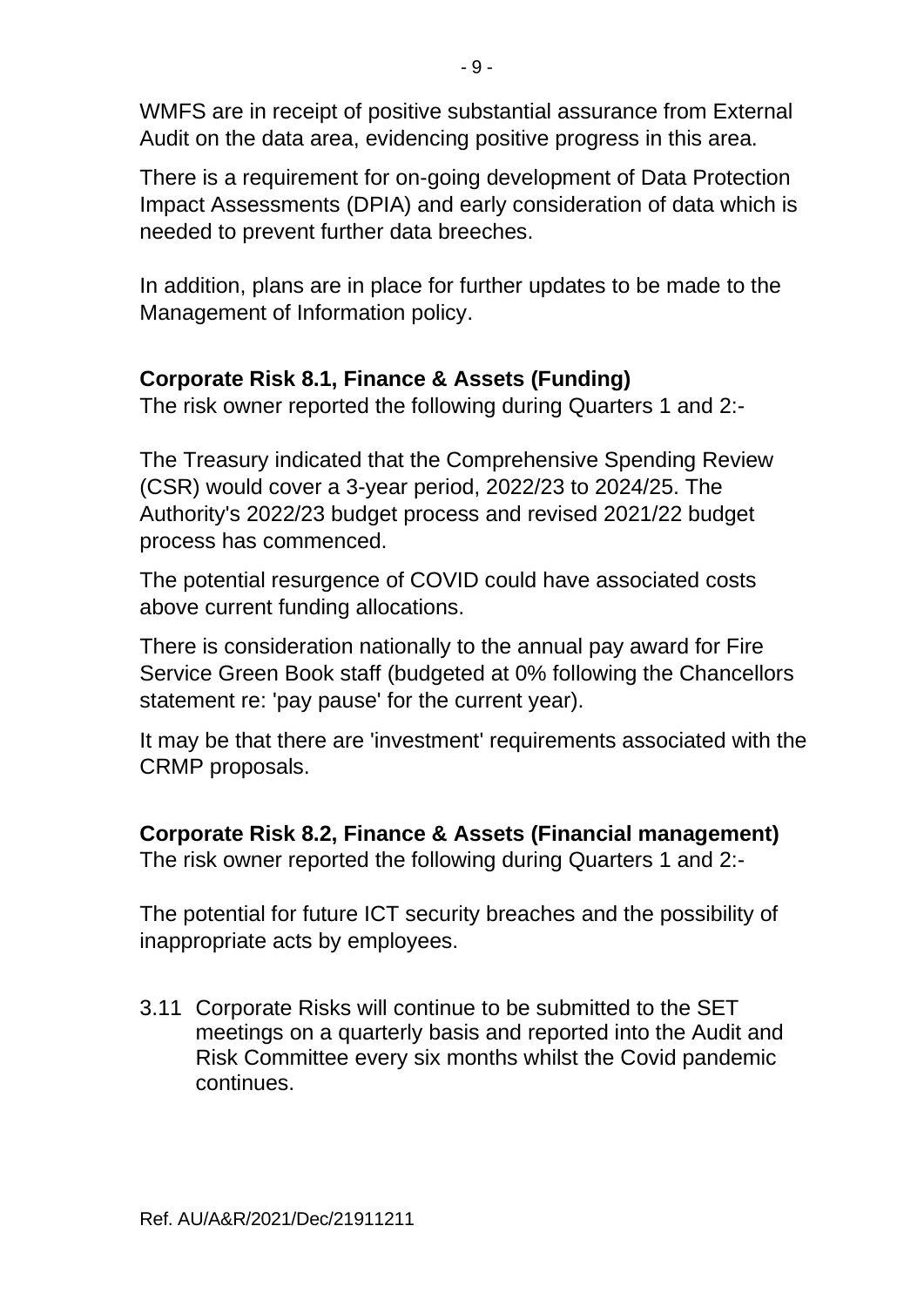WMFS are in receipt of positive substantial assurance from External Audit on the data area, evidencing positive progress in this area.

There is a requirement for on-going development of Data Protection Impact Assessments (DPIA) and early consideration of data which is needed to prevent further data breeches.

In addition, plans are in place for further updates to be made to the Management of Information policy.

**Corporate Risk 8.1, Finance & Assets (Funding)**
The risk owner reported the following during Quarters 1 and 2:-

The Treasury indicated that the Comprehensive Spending Review (CSR) would cover a 3-year period, 2022/23 to 2024/25. The Authority's 2022/23 budget process and revised 2021/22 budget process has commenced.

The potential resurgence of COVID could have associated costs above current funding allocations.

There is consideration nationally to the annual pay award for Fire Service Green Book staff (budgeted at 0% following the Chancellors statement re: 'pay pause' for the current year).

It may be that there are 'investment' requirements associated with the CRMP proposals.

**Corporate Risk 8.2, Finance & Assets (Financial management)**
The risk owner reported the following during Quarters 1 and 2:-

The potential for future ICT security breaches and the possibility of inappropriate acts by employees.

3.11 Corporate Risks will continue to be submitted to the SET meetings on a quarterly basis and reported into the Audit and Risk Committee every six months whilst the Covid pandemic continues.

Ref. AU/A&R/2021/Dec/21911211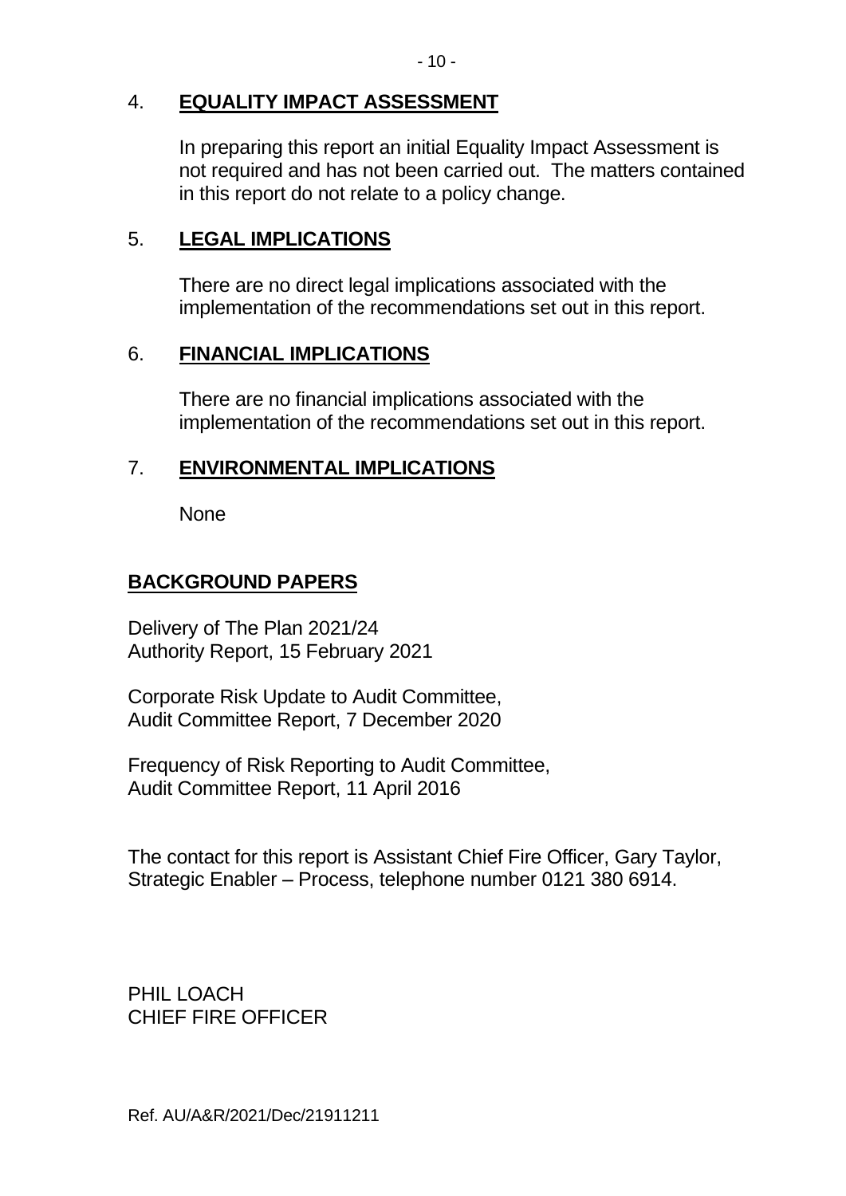## 4. **EQUALITY IMPACT ASSESSMENT**

In preparing this report an initial Equality Impact Assessment is not required and has not been carried out. The matters contained in this report do not relate to a policy change.

## 5. **LEGAL IMPLICATIONS**

There are no direct legal implications associated with the implementation of the recommendations set out in this report.

## 6. **FINANCIAL IMPLICATIONS**

There are no financial implications associated with the implementation of the recommendations set out in this report.

## 7. **ENVIRONMENTAL IMPLICATIONS**

None

## **BACKGROUND PAPERS**

Delivery of The Plan 2021/24
Authority Report, 15 February 2021

Corporate Risk Update to Audit Committee,
Audit Committee Report, 7 December 2020

Frequency of Risk Reporting to Audit Committee,
Audit Committee Report, 11 April 2016

The contact for this report is Assistant Chief Fire Officer, Gary Taylor, Strategic Enabler – Process, telephone number 0121 380 6914.

PHIL LOACH
CHIEF FIRE OFFICER

Ref. AU/A&R/2021/Dec/21911211